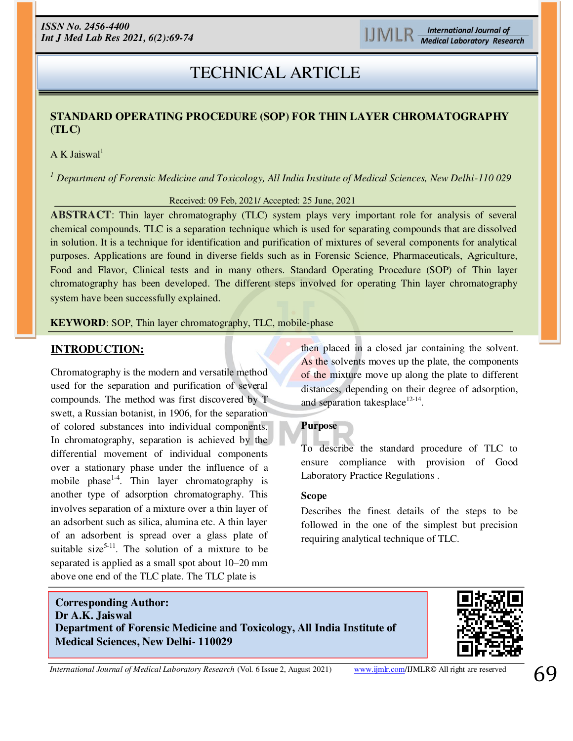## TECHNICAL ARTICLE

# STANDARD OPERATING PROCEDURE (SOP) FOR THIN LAYER CHROMATOGRAPHY (TLC)

A K Jaiswal[1]

[1] *Department of Forensic Medicine and Toxicology, All India Institute of Medical Sciences, New Delhi-110 029*

Received: 09 Feb, 2021/ Accepted: 25 June, 2021

**ABSTRACT**: Thin layer chromatography (TLC) system plays very important role for analysis of several chemical compounds. TLC is a separation technique which is used for separating compounds that are dissolved in solution. It is a technique for identification and purification of mixtures of several components for analytical purposes. Applications are found in diverse fields such as in Forensic Science, Pharmaceuticals, Agriculture, Food and Flavor, Clinical tests and in many others. Standard Operating Procedure (SOP) of Thin layer chromatography has been developed. The different steps involved for operating Thin layer chromatography system have been successfully explained.

**KEYWORD**: SOP, Thin layer chromatography, TLC, mobile-phase

## INTRODUCTION:

Chromatography is the modern and versatile method used for the separation and purification of several compounds. The method was first discovered by T swett, a Russian botanist, in 1906, for the separation of colored substances into individual components. In chromatography, separation is achieved by the differential movement of individual components over a stationary phase under the influence of a mobile phase[1-4]. Thin layer chromatography is another type of adsorption chromatography. This involves separation of a mixture over a thin layer of an adsorbent such as silica, alumina etc. A thin layer of an adsorbent is spread over a glass plate of suitable size[5-11]. The solution of a mixture to be separated is applied as a small spot about 10–20 mm above one end of the TLC plate. The TLC plate is then placed in a closed jar containing the solvent. As the solvents moves up the plate, the components of the mixture move up along the plate to different distances, depending on their degree of adsorption, and separation takesplace[12-14].

### Purpose

To describe the standard procedure of TLC to ensure compliance with provision of Good Laboratory Practice Regulations .

### Scope

Describes the finest details of the steps to be followed in the one of the simplest but precision requiring analytical technique of TLC.

**Corresponding Author:**
**Dr A.K. Jaiswal**
**Department of Forensic Medicine and Toxicology, All India Institute of Medical Sciences, New Delhi- 110029**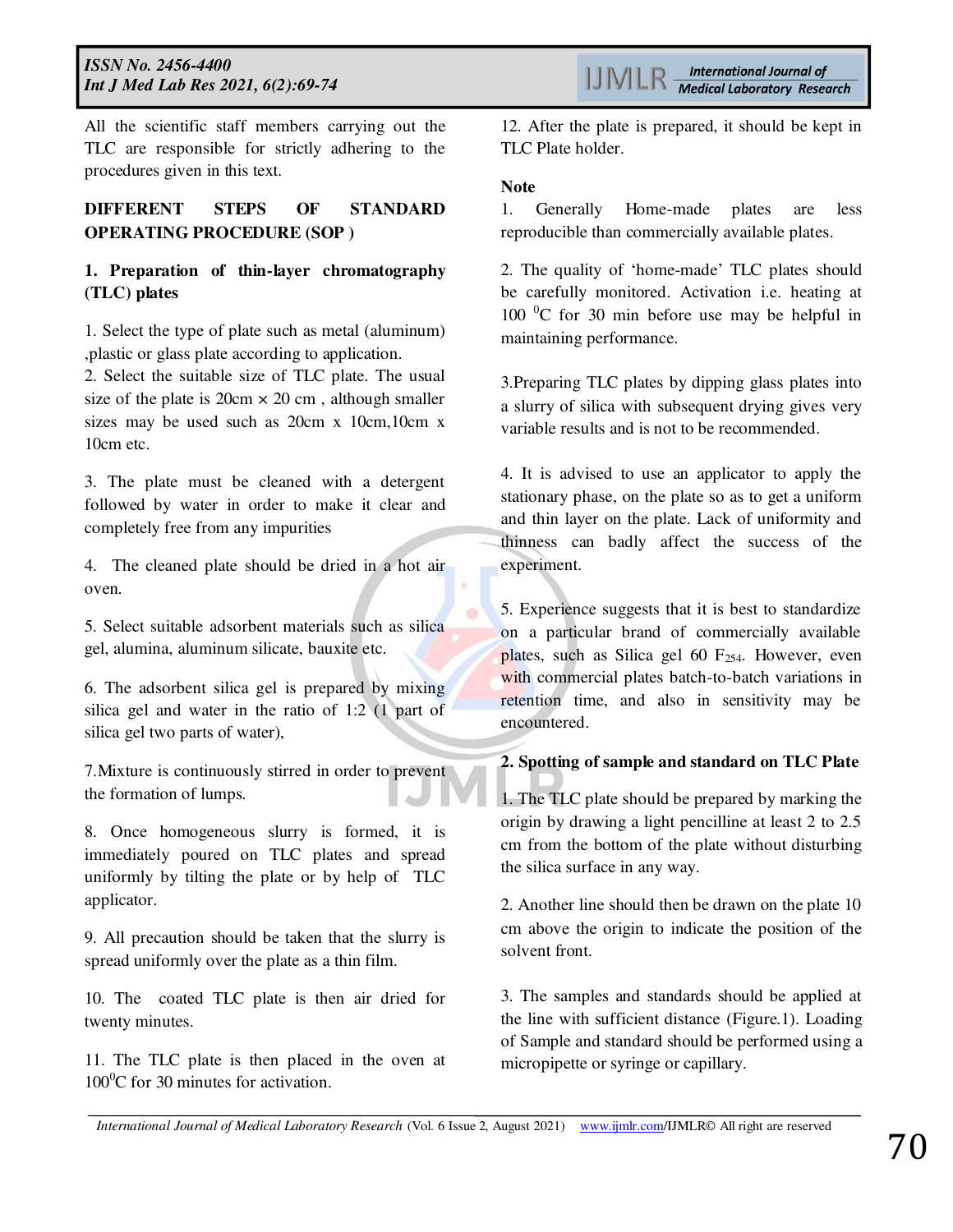All the scientific staff members carrying out the TLC are responsible for strictly adhering to the procedures given in this text.

## DIFFERENT STEPS OF STANDARD OPERATING PROCEDURE (SOP )

### 1. Preparation of thin-layer chromatography (TLC) plates

1. Select the type of plate such as metal (aluminum) ,plastic or glass plate according to application.
2. Select the suitable size of TLC plate. The usual size of the plate is 20cm × 20 cm , although smaller sizes may be used such as 20cm x 10cm,10cm x 10cm etc.

3. The plate must be cleaned with a detergent followed by water in order to make it clear and completely free from any impurities

4. The cleaned plate should be dried in a hot air oven.

5. Select suitable adsorbent materials such as silica gel, alumina, aluminum silicate, bauxite etc.

6. The adsorbent silica gel is prepared by mixing silica gel and water in the ratio of 1:2 (1 part of silica gel two parts of water),

7.Mixture is continuously stirred in order to prevent the formation of lumps.

8. Once homogeneous slurry is formed, it is immediately poured on TLC plates and spread uniformly by tilting the plate or by help of TLC applicator.

9. All precaution should be taken that the slurry is spread uniformly over the plate as a thin film.

10. The coated TLC plate is then air dried for twenty minutes.

11. The TLC plate is then placed in the oven at 100$^0$C for 30 minutes for activation.

12. After the plate is prepared, it should be kept in TLC Plate holder.

**Note**

1. Generally Home-made plates are less reproducible than commercially available plates.

2. The quality of 'home-made' TLC plates should be carefully monitored. Activation i.e. heating at 100 $^0$C for 30 min before use may be helpful in maintaining performance.

3.Preparing TLC plates by dipping glass plates into a slurry of silica with subsequent drying gives very variable results and is not to be recommended.

4. It is advised to use an applicator to apply the stationary phase, on the plate so as to get a uniform and thin layer on the plate. Lack of uniformity and thinness can badly affect the success of the experiment.

5. Experience suggests that it is best to standardize on a particular brand of commercially available plates, such as Silica gel 60 $F_{254}$. However, even with commercial plates batch-to-batch variations in retention time, and also in sensitivity may be encountered.

### 2. Spotting of sample and standard on TLC Plate

1. The TLC plate should be prepared by marking the origin by drawing a light pencilline at least 2 to 2.5 cm from the bottom of the plate without disturbing the silica surface in any way.

2. Another line should then be drawn on the plate 10 cm above the origin to indicate the position of the solvent front.

3. The samples and standards should be applied at the line with sufficient distance (Figure.1). Loading of Sample and standard should be performed using a micropipette or syringe or capillary.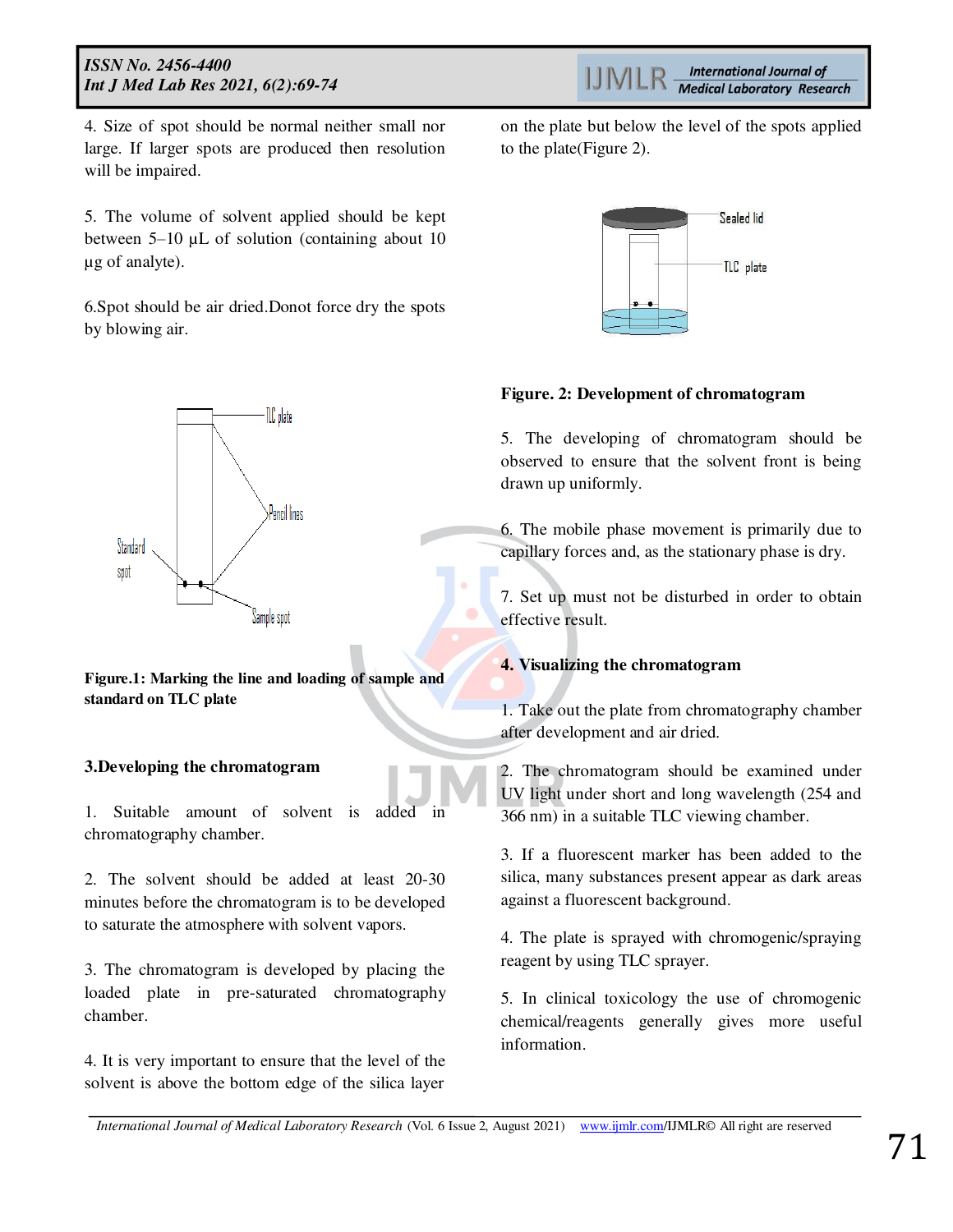4. Size of spot should be normal neither small nor large. If larger spots are produced then resolution will be impaired.

5. The volume of solvent applied should be kept between 5–10 µL of solution (containing about 10 µg of analyte).

6.Spot should be air dried.Donot force dry the spots by blowing air.

**Figure.1: Marking the line and loading of sample and standard on TLC plate**

### 3.Developing the chromatogram

1. Suitable amount of solvent is added in chromatography chamber.

2. The solvent should be added at least 20-30 minutes before the chromatogram is to be developed to saturate the atmosphere with solvent vapors.

3. The chromatogram is developed by placing the loaded plate in pre-saturated chromatography chamber.

4. It is very important to ensure that the level of the solvent is above the bottom edge of the silica layer on the plate but below the level of the spots applied to the plate(Figure 2).

**Figure. 2: Development of chromatogram**

5. The developing of chromatogram should be observed to ensure that the solvent front is being drawn up uniformly.

6. The mobile phase movement is primarily due to capillary forces and, as the stationary phase is dry.

7. Set up must not be disturbed in order to obtain effective result.

### 4. Visualizing the chromatogram

1. Take out the plate from chromatography chamber after development and air dried.

2. The chromatogram should be examined under UV light under short and long wavelength (254 and 366 nm) in a suitable TLC viewing chamber.

3. If a fluorescent marker has been added to the silica, many substances present appear as dark areas against a fluorescent background.

4. The plate is sprayed with chromogenic/spraying reagent by using TLC sprayer.

5. In clinical toxicology the use of chromogenic chemical/reagents generally gives more useful information.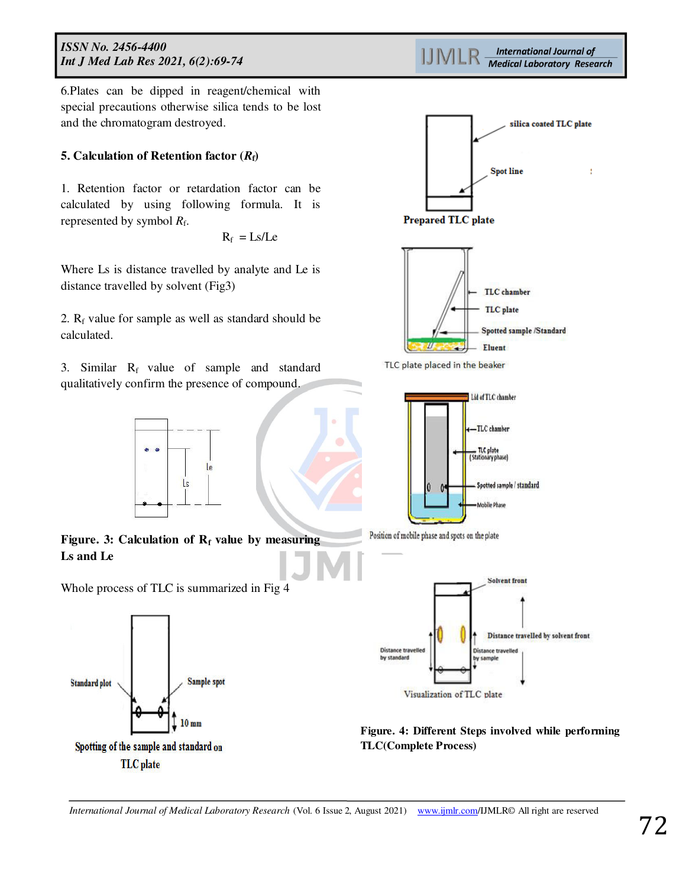6.Plates can be dipped in reagent/chemical with special precautions otherwise silica tends to be lost and the chromatogram destroyed.

### 5. Calculation of Retention factor ($R_f$)

1. Retention factor or retardation factor can be calculated by using following formula. It is represented by symbol $R_f$.

$$R_f = Ls/Le$$

Where Ls is distance travelled by analyte and Le is distance travelled by solvent (Fig3)

2. $R_f$ value for sample as well as standard should be calculated.

3. Similar $R_f$ value of sample and standard qualitatively confirm the presence of compound.

**Figure. 3: Calculation of $R_f$ value by measuring Ls and Le**

Whole process of TLC is summarized in Fig 4

**Figure. 4: Different Steps involved while performing TLC(Complete Process)**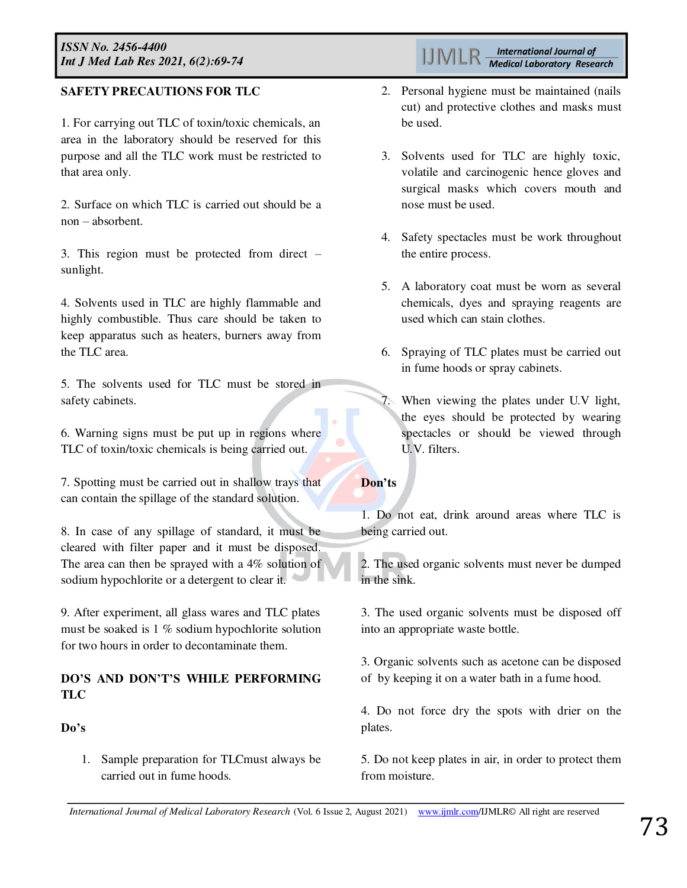## SAFETY PRECAUTIONS FOR TLC

1. For carrying out TLC of toxin/toxic chemicals, an area in the laboratory should be reserved for this purpose and all the TLC work must be restricted to that area only.

2. Surface on which TLC is carried out should be a non – absorbent.

3. This region must be protected from direct – sunlight.

4. Solvents used in TLC are highly flammable and highly combustible. Thus care should be taken to keep apparatus such as heaters, burners away from the TLC area.

5. The solvents used for TLC must be stored in safety cabinets.

6. Warning signs must be put up in regions where TLC of toxin/toxic chemicals is being carried out.

7. Spotting must be carried out in shallow trays that can contain the spillage of the standard solution.

8. In case of any spillage of standard, it must be cleared with filter paper and it must be disposed. The area can then be sprayed with a 4% solution of sodium hypochlorite or a detergent to clear it.

9. After experiment, all glass wares and TLC plates must be soaked is 1 % sodium hypochlorite solution for two hours in order to decontaminate them.

## DO'S AND DON'T'S WHILE PERFORMING TLC

### Do's

1. Sample preparation for TLCmust always be carried out in fume hoods.
2. Personal hygiene must be maintained (nails cut) and protective clothes and masks must be used.
3. Solvents used for TLC are highly toxic, volatile and carcinogenic hence gloves and surgical masks which covers mouth and nose must be used.
4. Safety spectacles must be work throughout the entire process.
5. A laboratory coat must be worn as several chemicals, dyes and spraying reagents are used which can stain clothes.
6. Spraying of TLC plates must be carried out in fume hoods or spray cabinets.
7. When viewing the plates under U.V light, the eyes should be protected by wearing spectacles or should be viewed through U.V. filters.

### Don'ts

1. Do not eat, drink around areas where TLC is being carried out.

2. The used organic solvents must never be dumped in the sink.

3. The used organic solvents must be disposed off into an appropriate waste bottle.

3. Organic solvents such as acetone can be disposed of by keeping it on a water bath in a fume hood.

4. Do not force dry the spots with drier on the plates.

5. Do not keep plates in air, in order to protect them from moisture.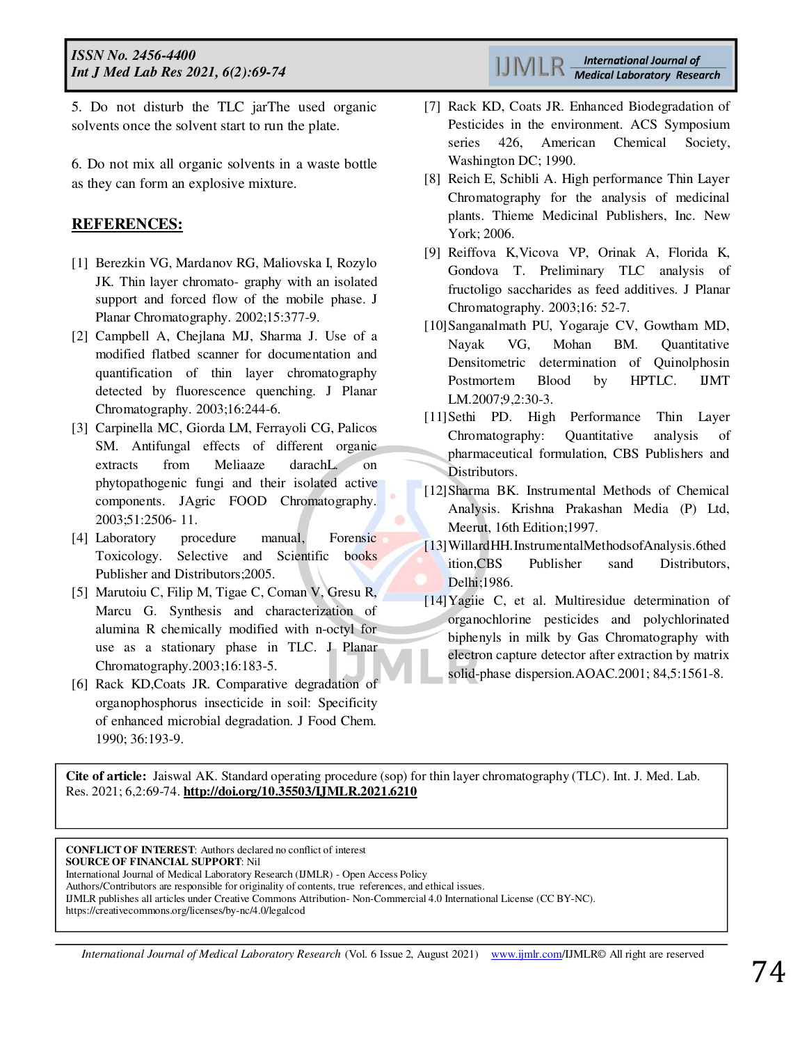5. Do not disturb the TLC jarThe used organic solvents once the solvent start to run the plate.

6. Do not mix all organic solvents in a waste bottle as they can form an explosive mixture.

## REFERENCES:

[1] Berezkin VG, Mardanov RG, Maliovska I, Rozylo JK. Thin layer chromato- graphy with an isolated support and forced flow of the mobile phase. J Planar Chromatography. 2002;15:377-9.

[2] Campbell A, Chejlana MJ, Sharma J. Use of a modified flatbed scanner for documentation and quantification of thin layer chromatography detected by fluorescence quenching. J Planar Chromatography. 2003;16:244-6.

[3] Carpinella MC, Giorda LM, Ferrayoli CG, Palicos SM. Antifungal effects of different organic extracts from Meliaaze darachL. on phytopathogenic fungi and their isolated active components. JAgric FOOD Chromatography. 2003;51:2506- 11.

[4] Laboratory procedure manual, Forensic Toxicology. Selective and Scientific books Publisher and Distributors;2005.

[5] Marutoiu C, Filip M, Tigae C, Coman V, Gresu R, Marcu G. Synthesis and characterization of alumina R chemically modified with n-octyl for use as a stationary phase in TLC. J Planar Chromatography.2003;16:183-5.

[6] Rack KD,Coats JR. Comparative degradation of organophosphorus insecticide in soil: Specificity of enhanced microbial degradation. J Food Chem. 1990; 36:193-9.

[7] Rack KD, Coats JR. Enhanced Biodegradation of Pesticides in the environment. ACS Symposium series 426, American Chemical Society, Washington DC; 1990.

[8] Reich E, Schibli A. High performance Thin Layer Chromatography for the analysis of medicinal plants. Thieme Medicinal Publishers, Inc. New York; 2006.

[9] Reiffova K,Vicova VP, Orinak A, Florida K, Gondova T. Preliminary TLC analysis of fructoligo saccharides as feed additives. J Planar Chromatography. 2003;16: 52-7.

[10] Sanganalmath PU, Yogaraje CV, Gowtham MD, Nayak VG, Mohan BM. Quantitative Densitometric determination of Quinolphosin Postmortem Blood by HPTLC. IJMT LM.2007;9,2:30-3.

[11] Sethi PD. High Performance Thin Layer Chromatography: Quantitative analysis of pharmaceutical formulation, CBS Publishers and Distributors.

[12] Sharma BK. Instrumental Methods of Chemical Analysis. Krishna Prakashan Media (P) Ltd, Meerut, 16th Edition;1997.

[13] WillardHH.InstrumentalMethodsofAnalysis.6thed ition,CBS Publisher sand Distributors, Delhi;1986.

[14] Yagiie C, et al. Multiresidue determination of organochlorine pesticides and polychlorinated biphenyls in milk by Gas Chromatography with electron capture detector after extraction by matrix solid-phase dispersion.AOAC.2001; 84,5:1561-8.

**Cite of article:** Jaiswal AK. Standard operating procedure (sop) for thin layer chromatography (TLC). Int. J. Med. Lab. Res. 2021; 6,2:69-74. **http://doi.org/10.35503/IJMLR.2021.6210**

**CONFLICT OF INTEREST**: Authors declared no conflict of interest
**SOURCE OF FINANCIAL SUPPORT**: Nil
International Journal of Medical Laboratory Research (IJMLR) - Open Access Policy
Authors/Contributors are responsible for originality of contents, true references, and ethical issues.
IJMLR publishes all articles under Creative Commons Attribution- Non-Commercial 4.0 International License (CC BY-NC).
https://creativecommons.org/licenses/by-nc/4.0/legalcod